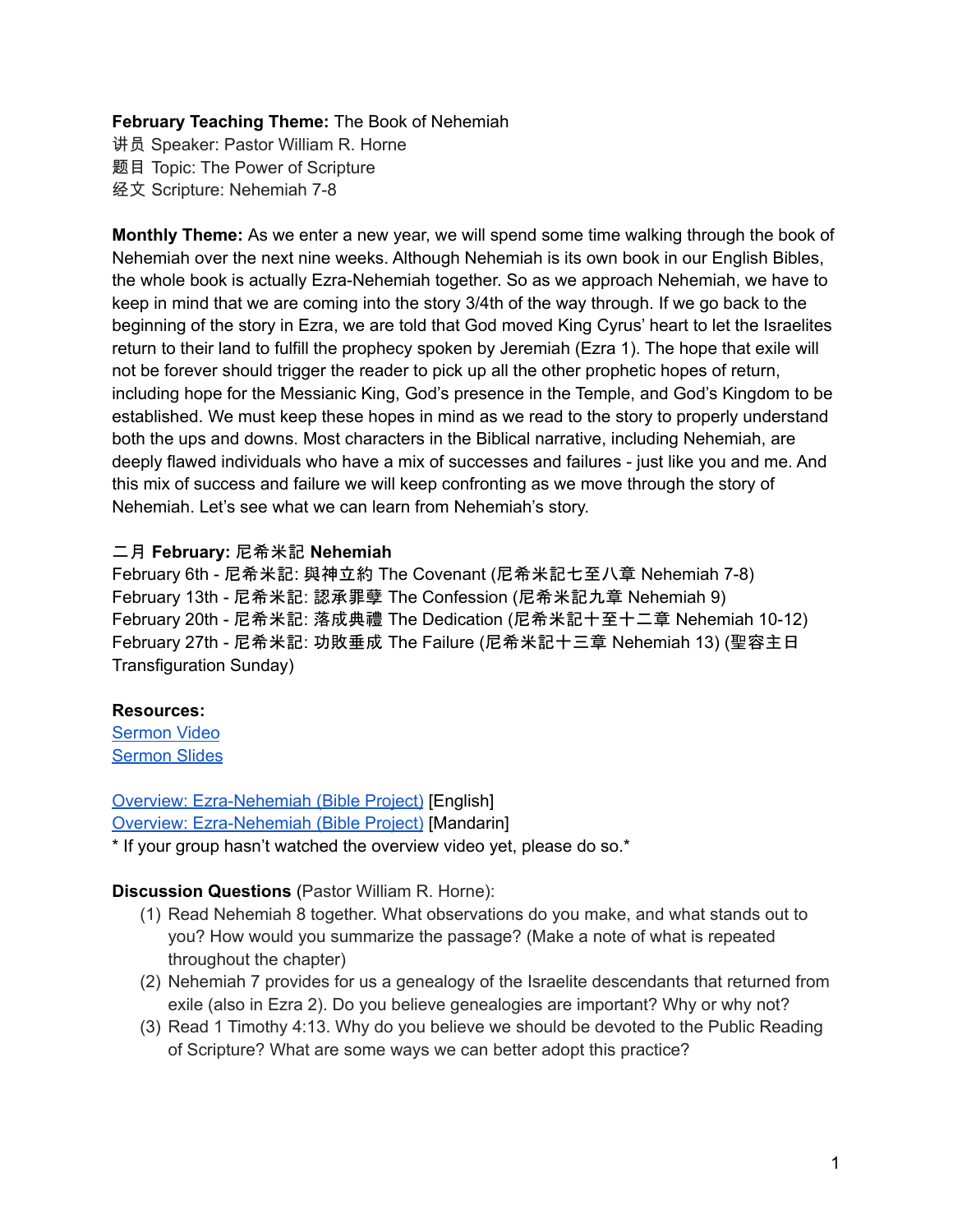**February Teaching Theme:** The Book of Nehemiah
讲员 Speaker: Pastor William R. Horne
题目 Topic: The Power of Scripture
经文 Scripture: Nehemiah 7-8

**Monthly Theme:** As we enter a new year, we will spend some time walking through the book of Nehemiah over the next nine weeks. Although Nehemiah is its own book in our English Bibles, the whole book is actually Ezra-Nehemiah together. So as we approach Nehemiah, we have to keep in mind that we are coming into the story 3/4th of the way through. If we go back to the beginning of the story in Ezra, we are told that God moved King Cyrus' heart to let the Israelites return to their land to fulfill the prophecy spoken by Jeremiah (Ezra 1). The hope that exile will not be forever should trigger the reader to pick up all the other prophetic hopes of return, including hope for the Messianic King, God's presence in the Temple, and God's Kingdom to be established. We must keep these hopes in mind as we read to the story to properly understand both the ups and downs. Most characters in the Biblical narrative, including Nehemiah, are deeply flawed individuals who have a mix of successes and failures - just like you and me. And this mix of success and failure we will keep confronting as we move through the story of Nehemiah. Let's see what we can learn from Nehemiah's story.

**二月 February: 尼希米記 Nehemiah**
February 6th - 尼希米記: 與神立約 The Covenant (尼希米記七至八章 Nehemiah 7-8)
February 13th - 尼希米記: 認承罪孽 The Confession (尼希米記九章 Nehemiah 9)
February 20th - 尼希米記: 落成典禮 The Dedication (尼希米記十至十二章 Nehemiah 10-12)
February 27th - 尼希米記: 功敗垂成 The Failure (尼希米記十三章 Nehemiah 13) (聖容主日 Transfiguration Sunday)

**Resources:**
Sermon Video
Sermon Slides

Overview: Ezra-Nehemiah (Bible Project) [English]
Overview: Ezra-Nehemiah (Bible Project) [Mandarin]
* If your group hasn't watched the overview video yet, please do so.*

**Discussion Questions** (Pastor William R. Horne):

(1) Read Nehemiah 8 together. What observations do you make, and what stands out to you? How would you summarize the passage? (Make a note of what is repeated throughout the chapter)
(2) Nehemiah 7 provides for us a genealogy of the Israelite descendants that returned from exile (also in Ezra 2). Do you believe genealogies are important? Why or why not?
(3) Read 1 Timothy 4:13. Why do you believe we should be devoted to the Public Reading of Scripture? What are some ways we can better adopt this practice?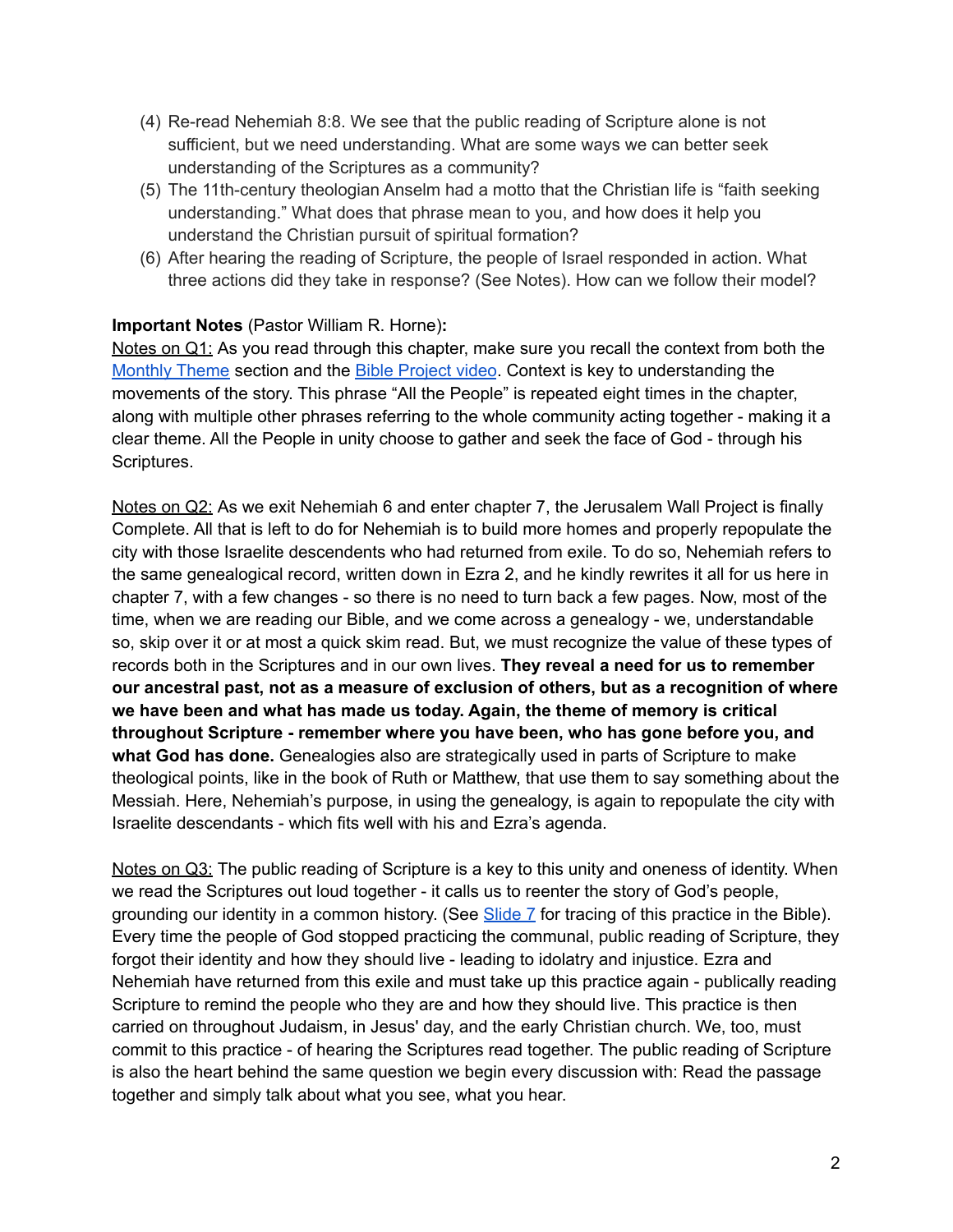(4) Re-read Nehemiah 8:8. We see that the public reading of Scripture alone is not sufficient, but we need understanding. What are some ways we can better seek understanding of the Scriptures as a community?

(5) The 11th-century theologian Anselm had a motto that the Christian life is "faith seeking understanding." What does that phrase mean to you, and how does it help you understand the Christian pursuit of spiritual formation?

(6) After hearing the reading of Scripture, the people of Israel responded in action. What three actions did they take in response? (See Notes). How can we follow their model?

**Important Notes** (Pastor William R. Horne)**:**

Notes on Q1: As you read through this chapter, make sure you recall the context from both the Monthly Theme section and the Bible Project video. Context is key to understanding the movements of the story. This phrase "All the People" is repeated eight times in the chapter, along with multiple other phrases referring to the whole community acting together - making it a clear theme. All the People in unity choose to gather and seek the face of God - through his Scriptures.

Notes on Q2: As we exit Nehemiah 6 and enter chapter 7, the Jerusalem Wall Project is finally Complete. All that is left to do for Nehemiah is to build more homes and properly repopulate the city with those Israelite descendents who had returned from exile. To do so, Nehemiah refers to the same genealogical record, written down in Ezra 2, and he kindly rewrites it all for us here in chapter 7, with a few changes - so there is no need to turn back a few pages. Now, most of the time, when we are reading our Bible, and we come across a genealogy - we, understandable so, skip over it or at most a quick skim read. But, we must recognize the value of these types of records both in the Scriptures and in our own lives. **They reveal a need for us to remember our ancestral past, not as a measure of exclusion of others, but as a recognition of where we have been and what has made us today. Again, the theme of memory is critical throughout Scripture - remember where you have been, who has gone before you, and what God has done.** Genealogies also are strategically used in parts of Scripture to make theological points, like in the book of Ruth or Matthew, that use them to say something about the Messiah. Here, Nehemiah's purpose, in using the genealogy, is again to repopulate the city with Israelite descendants - which fits well with his and Ezra's agenda.

Notes on Q3: The public reading of Scripture is a key to this unity and oneness of identity. When we read the Scriptures out loud together - it calls us to reenter the story of God's people, grounding our identity in a common history. (See Slide 7 for tracing of this practice in the Bible). Every time the people of God stopped practicing the communal, public reading of Scripture, they forgot their identity and how they should live - leading to idolatry and injustice. Ezra and Nehemiah have returned from this exile and must take up this practice again - publically reading Scripture to remind the people who they are and how they should live. This practice is then carried on throughout Judaism, in Jesus' day, and the early Christian church. We, too, must commit to this practice - of hearing the Scriptures read together. The public reading of Scripture is also the heart behind the same question we begin every discussion with: Read the passage together and simply talk about what you see, what you hear.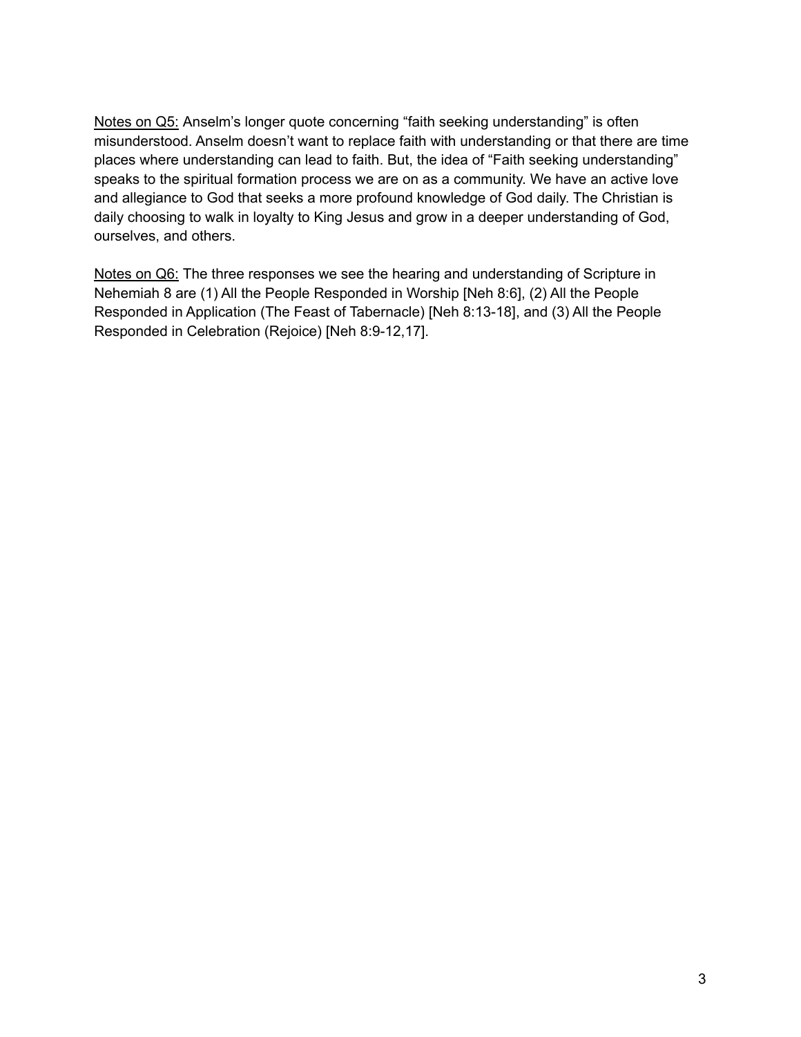<u>Notes on Q5:</u> Anselm’s longer quote concerning “faith seeking understanding” is often misunderstood. Anselm doesn’t want to replace faith with understanding or that there are time places where understanding can lead to faith. But, the idea of “Faith seeking understanding” speaks to the spiritual formation process we are on as a community. We have an active love and allegiance to God that seeks a more profound knowledge of God daily. The Christian is daily choosing to walk in loyalty to King Jesus and grow in a deeper understanding of God, ourselves, and others.

<u>Notes on Q6:</u> The three responses we see the hearing and understanding of Scripture in Nehemiah 8 are (1) All the People Responded in Worship [Neh 8:6], (2) All the People Responded in Application (The Feast of Tabernacle) [Neh 8:13-18], and (3) All the People Responded in Celebration (Rejoice) [Neh 8:9-12,17].